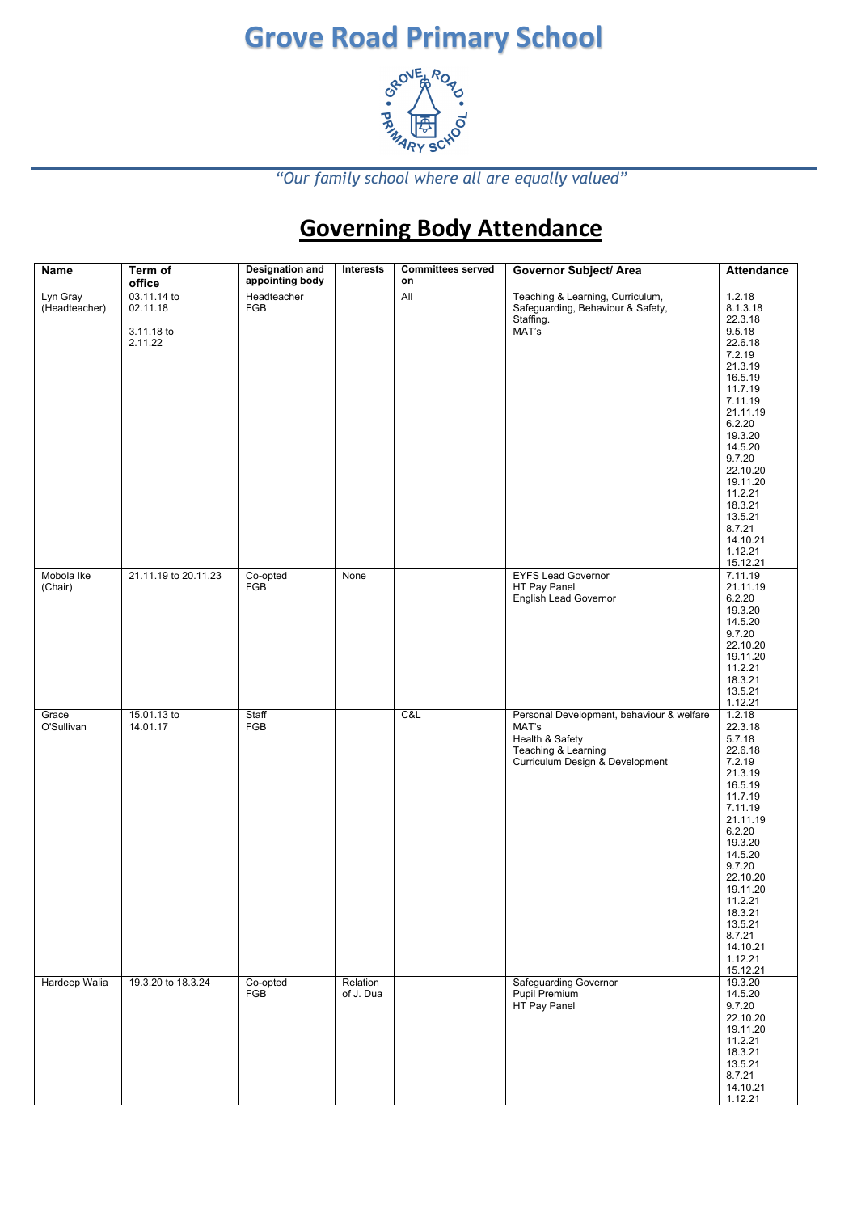# Grove Road Primary School

*"Our family school where all are equally valued"*

## Governing Body Attendance

| Name | Term of office | Designation and appointing body | Interests | Committees served on | Governor Subject/ Area | Attendance |
|---|---|---|---|---|---|---|
| Lyn Gray (Headteacher) | 03.11.14 to 02.11.18<br><br>3.11.18 to 2.11.22 | Headteacher FGB | | All | Teaching & Learning, Curriculum, Safeguarding, Behaviour & Safety, Staffing.<br>MAT's | 1.2.18<br>8.1.3.18<br>22.3.18<br>9.5.18<br>22.6.18<br>7.2.19<br>21.3.19<br>16.5.19<br>11.7.19<br>7.11.19<br>21.11.19<br>6.2.20<br>19.3.20<br>14.5.20<br>9.7.20<br>22.10.20<br>19.11.20<br>11.2.21<br>18.3.21<br>13.5.21<br>8.7.21<br>14.10.21<br>1.12.21<br>15.12.21 |
| Mobola Ike (Chair) | 21.11.19 to 20.11.23 | Co-opted FGB | None | | EYFS Lead Governor<br>HT Pay Panel<br>English Lead Governor | 7.11.19<br>21.11.19<br>6.2.20<br>19.3.20<br>14.5.20<br>9.7.20<br>22.10.20<br>19.11.20<br>11.2.21<br>18.3.21<br>13.5.21<br>1.12.21 |
| Grace O'Sullivan | 15.01.13 to 14.01.17 | Staff FGB | | C&L | Personal Development, behaviour & welfare<br>MAT's<br>Health & Safety<br>Teaching & Learning<br>Curriculum Design & Development | 1.2.18<br>22.3.18<br>5.7.18<br>22.6.18<br>7.2.19<br>21.3.19<br>16.5.19<br>11.7.19<br>7.11.19<br>21.11.19<br>6.2.20<br>19.3.20<br>14.5.20<br>9.7.20<br>22.10.20<br>19.11.20<br>11.2.21<br>18.3.21<br>13.5.21<br>8.7.21<br>14.10.21<br>1.12.21<br>15.12.21 |
| Hardeep Walia | 19.3.20 to 18.3.24 | Co-opted FGB | Relation of J. Dua | | Safeguarding Governor<br>Pupil Premium<br>HT Pay Panel | 19.3.20<br>14.5.20<br>9.7.20<br>22.10.20<br>19.11.20<br>11.2.21<br>18.3.21<br>13.5.21<br>8.7.21<br>14.10.21<br>1.12.21 |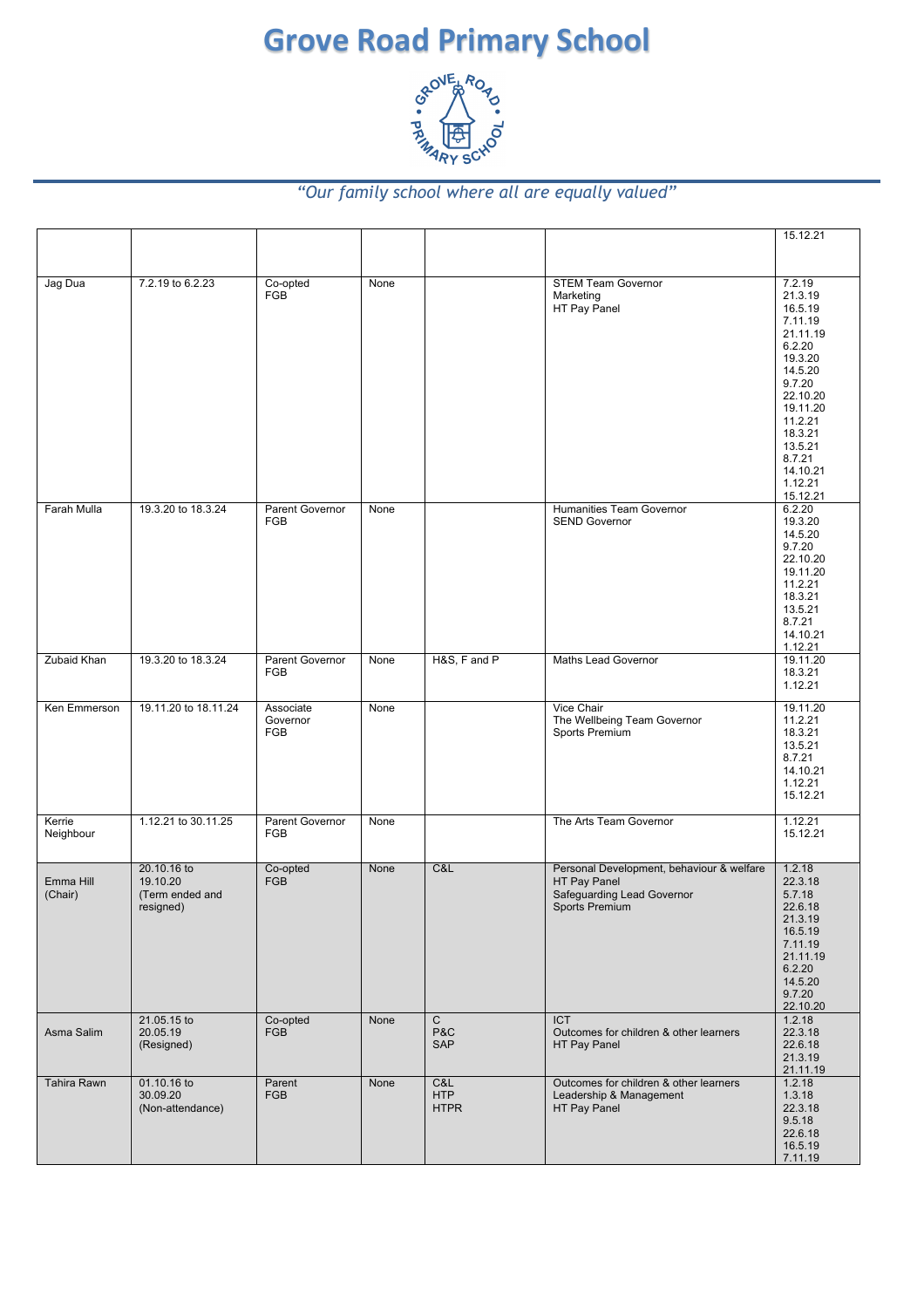# Grove Road Primary School

*"Our family school where all are equally valued"*

| | | | | | | |
|---|---|---|---|---|---|---|
| | | | | | | 15.12.21 |
| Jag Dua | 7.2.19 to 6.2.23 | Co-opted FGB | None | | STEM Team Governor<br>Marketing<br>HT Pay Panel | 7.2.19<br>21.3.19<br>16.5.19<br>7.11.19<br>21.11.19<br>6.2.20<br>19.3.20<br>14.5.20<br>9.7.20<br>22.10.20<br>19.11.20<br>11.2.21<br>18.3.21<br>13.5.21<br>8.7.21<br>14.10.21<br>1.12.21<br>15.12.21 |
| Farah Mulla | 19.3.20 to 18.3.24 | Parent Governor FGB | None | | Humanities Team Governor<br>SEND Governor | 6.2.20<br>19.3.20<br>14.5.20<br>9.7.20<br>22.10.20<br>19.11.20<br>11.2.21<br>18.3.21<br>13.5.21<br>8.7.21<br>14.10.21<br>1.12.21 |
| Zubaid Khan | 19.3.20 to 18.3.24 | Parent Governor FGB | None | H&S, F and P | Maths Lead Governor | 19.11.20<br>18.3.21<br>1.12.21 |
| Ken Emmerson | 19.11.20 to 18.11.24 | Associate Governor FGB | None | | Vice Chair<br>The Wellbeing Team Governor<br>Sports Premium | 19.11.20<br>11.2.21<br>18.3.21<br>13.5.21<br>8.7.21<br>14.10.21<br>1.12.21<br>15.12.21 |
| Kerrie Neighbour | 1.12.21 to 30.11.25 | Parent Governor FGB | None | | The Arts Team Governor | 1.12.21<br>15.12.21 |
| Emma Hill (Chair) | 20.10.16 to 19.10.20 (Term ended and resigned) | Co-opted FGB | None | C&L | Personal Development, behaviour & welfare<br>HT Pay Panel<br>Safeguarding Lead Governor<br>Sports Premium | 1.2.18<br>22.3.18<br>5.7.18<br>22.6.18<br>21.3.19<br>16.5.19<br>7.11.19<br>21.11.19<br>6.2.20<br>14.5.20<br>9.7.20<br>22.10.20 |
| Asma Salim | 21.05.15 to 20.05.19 (Resigned) | Co-opted FGB | None | C<br>P&C<br>SAP | ICT<br>Outcomes for children & other learners<br>HT Pay Panel | 1.2.18<br>22.3.18<br>22.6.18<br>21.3.19<br>21.11.19 |
| Tahira Rawn | 01.10.16 to 30.09.20 (Non-attendance) | Parent FGB | None | C&L<br>HTP<br>HTPR | Outcomes for children & other learners<br>Leadership & Management<br>HT Pay Panel | 1.2.18<br>1.3.18<br>22.3.18<br>9.5.18<br>22.6.18<br>16.5.19<br>7.11.19 |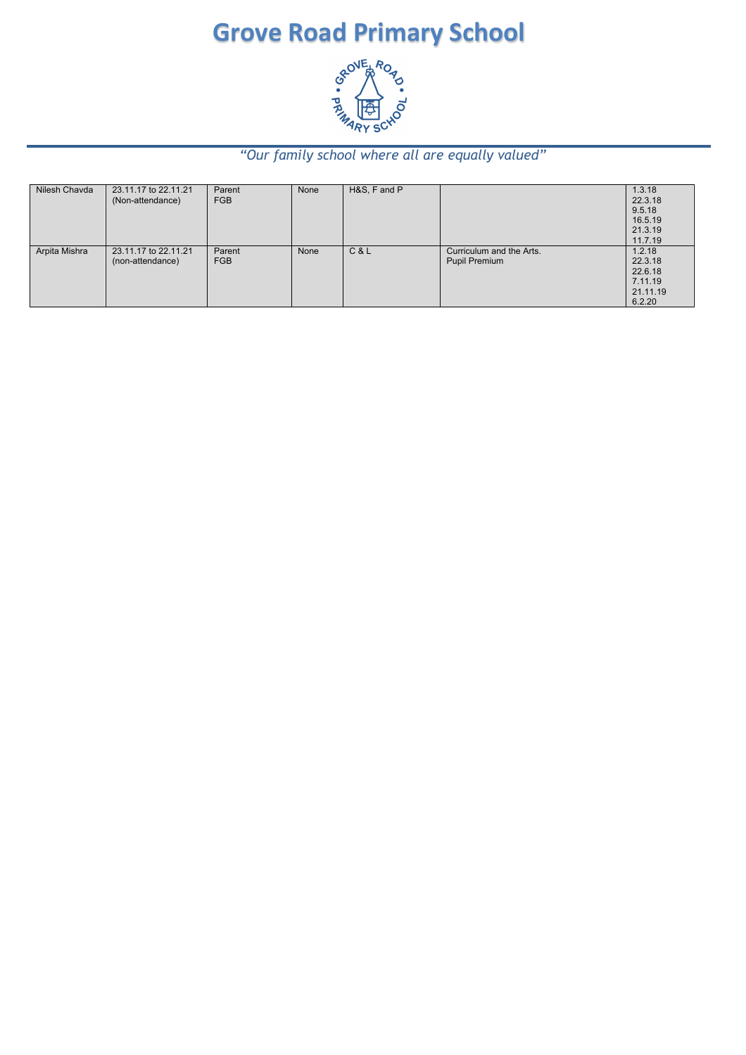| | | | | | | |
|---|---|---|---|---|---|---|
| Nilesh Chavda | 23.11.17 to 22.11.21 (Non-attendance) | Parent FGB | None | H&S, F and P | | 1.3.18 22.3.18 9.5.18 16.5.19 21.3.19 11.7.19 |
| Arpita Mishra | 23.11.17 to 22.11.21 (non-attendance) | Parent FGB | None | C & L | Curriculum and the Arts. Pupil Premium | 1.2.18 22.3.18 22.6.18 7.11.19 21.11.19 6.2.20 |